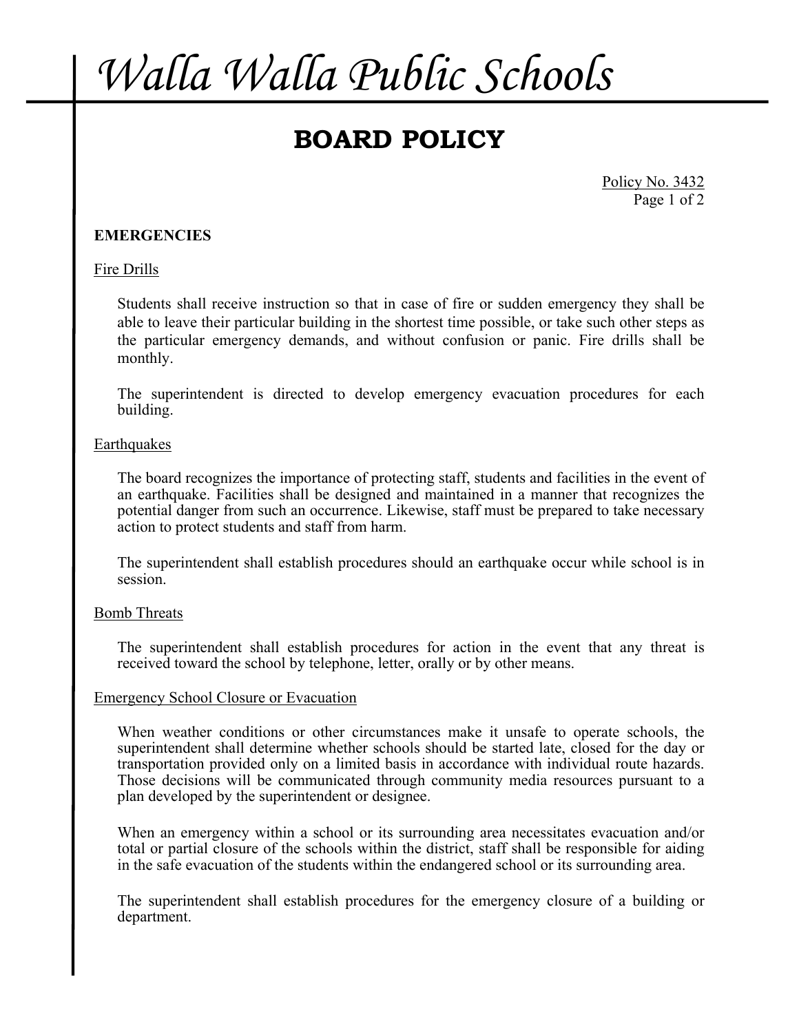# Walla Walla Public Schools

## BOARD POLICY

Policy No. 3432

### EMERGENCIES

#### Fire Drills

Students shall receive instruction so that in case of fire or sudden emergency they shall be able to leave their particular building in the shortest time possible, or take such other steps as the particular emergency demands, and without confusion or panic. Fire drills shall be monthly.

The superintendent is directed to develop emergency evacuation procedures for each building.

#### Earthquakes

The board recognizes the importance of protecting staff, students and facilities in the event of an earthquake. Facilities shall be designed and maintained in a manner that recognizes the potential danger from such an occurrence. Likewise, staff must be prepared to take necessary action to protect students and staff from harm.

The superintendent shall establish procedures should an earthquake occur while school is in session.

#### Bomb Threats

The superintendent shall establish procedures for action in the event that any threat is received toward the school by telephone, letter, orally or by other means.

#### Emergency School Closure or Evacuation

When weather conditions or other circumstances make it unsafe to operate schools, the superintendent shall determine whether schools should be started late, closed for the day or transportation provided only on a limited basis in accordance with individual route hazards. Those decisions will be communicated through community media resources pursuant to a plan developed by the superintendent or designee.

When an emergency within a school or its surrounding area necessitates evacuation and/or total or partial closure of the schools within the district, staff shall be responsible for aiding in the safe evacuation of the students within the endangered school or its surrounding area.

The superintendent shall establish procedures for the emergency closure of a building or department.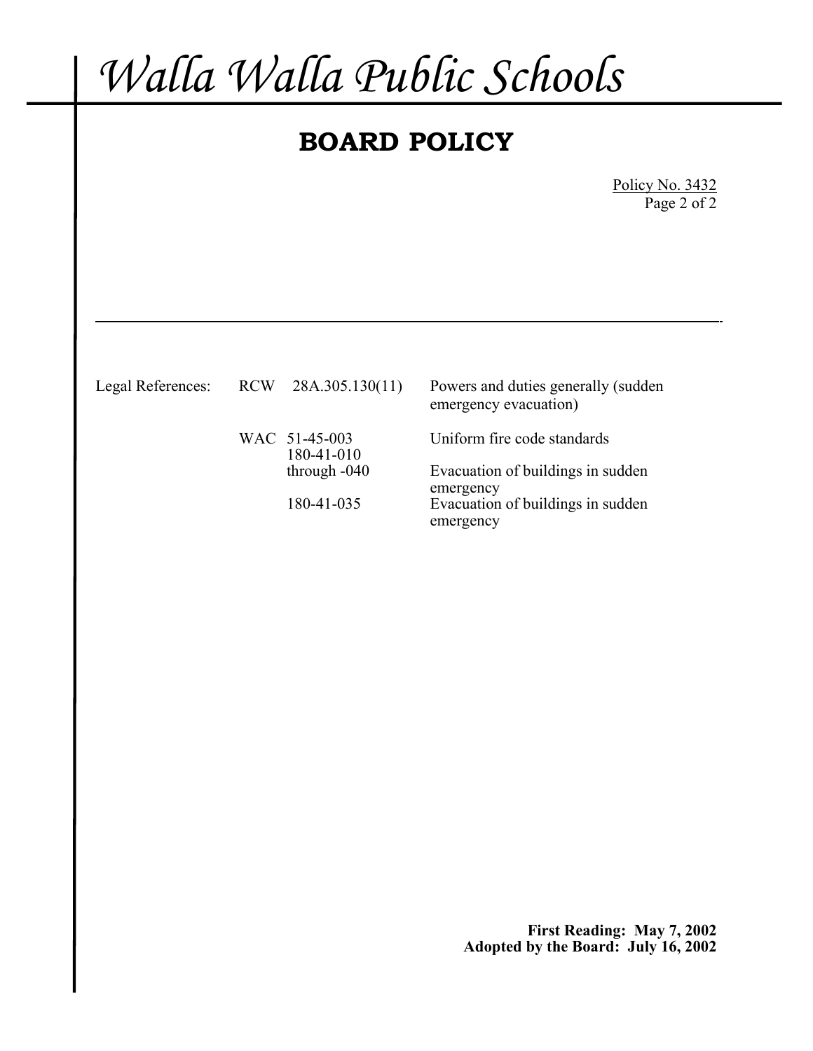# Walla Walla Public Schools

## BOARD POLICY

Policy No. 3432

| | | | |
|---|---|---|---|
| Legal References: | RCW | 28A.305.130(11) | Powers and duties generally (sudden emergency evacuation) |
| | WAC | 51-45-003 | Uniform fire code standards |
| | | 180-41-010 through -040 | Evacuation of buildings in sudden emergency |
| | | 180-41-035 | Evacuation of buildings in sudden emergency |

**First Reading: May 7, 2002**
**Adopted by the Board: July 16, 2002**